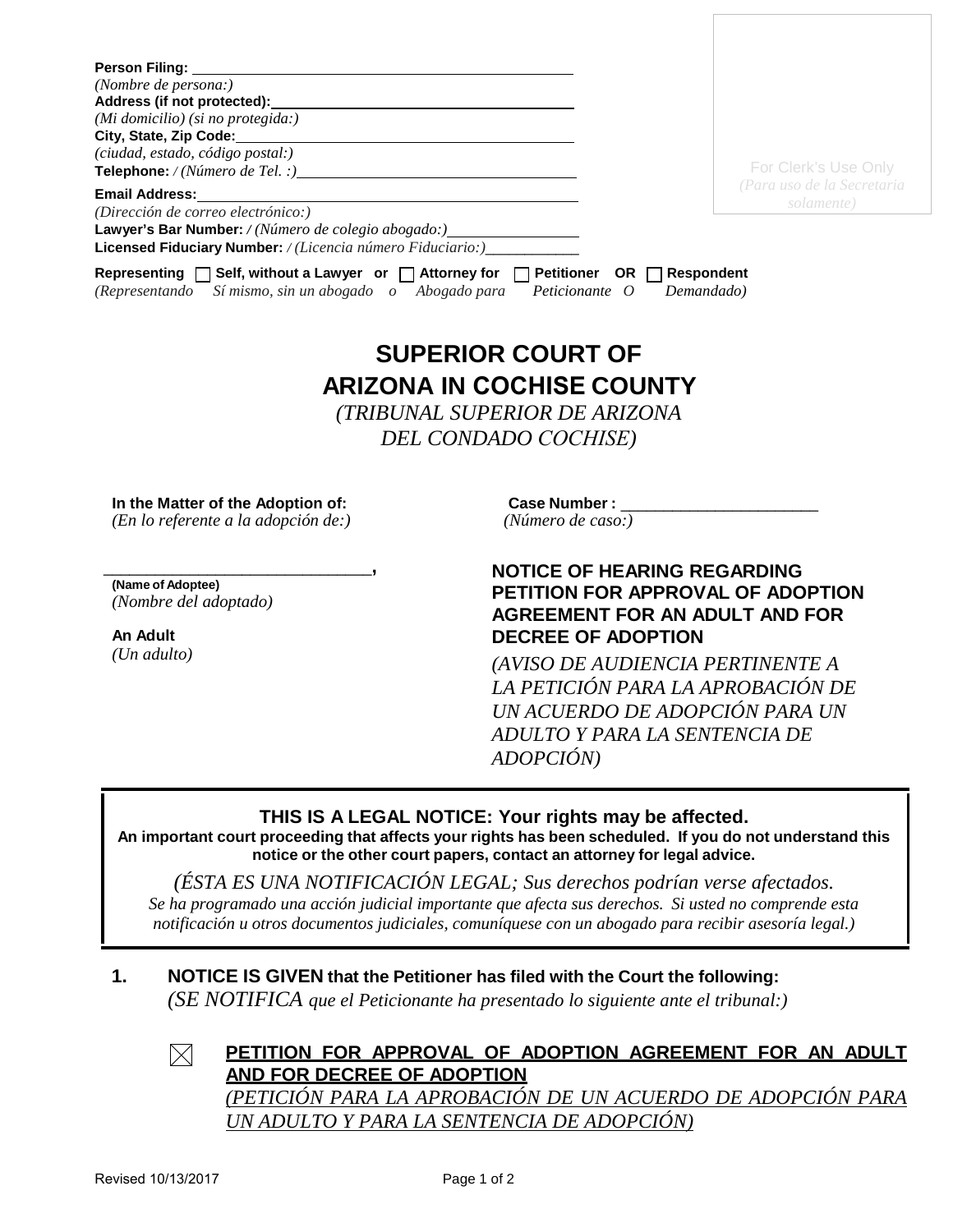**Person Filing:** ______________________________
*(Nombre de persona:)*
**Address (if not protected):** ______________________________
*(Mi domicilio) (si no protegida:)*
**City, State, Zip Code:** ______________________________
*(ciudad, estado, código postal:)*
**Telephone:** */ (Número de Tel. :)* ______________________________
**Email Address:** ______________________________
*(Dirección de correo electrónico:)*
**Lawyer's Bar Number:** */ (Número de colegio abogado:)* ________________
**Licensed Fiduciary Number:** */ (Licencia número Fiduciario:)* ____________

For Clerk's Use Only
*(Para uso de la Secretaria solamente)*

**Representing** ☐ **Self, without a Lawyer or** ☐ **Attorney for** ☐ **Petitioner OR** ☐ **Respondent**
*(Representando Sí mismo, sin un abogado o Abogado para Peticionante O Demandado)*

# SUPERIOR COURT OF ARIZONA IN COCHISE COUNTY

*(TRIBUNAL SUPERIOR DE ARIZONA DEL CONDADO COCHISE)*

**In the Matter of the Adoption of:**
*(En lo referente a la adopción de:)*

______________________________,
**(Name of Adoptee)**
*(Nombre del adoptado)*

**An Adult**
*(Un adulto)*

**Case Number :** ______________________
*(Número de caso:)*

## NOTICE OF HEARING REGARDING PETITION FOR APPROVAL OF ADOPTION AGREEMENT FOR AN ADULT AND FOR DECREE OF ADOPTION

*(AVISO DE AUDIENCIA PERTINENTE A LA PETICIÓN PARA LA APROBACIÓN DE UN ACUERDO DE ADOPCIÓN PARA UN ADULTO Y PARA LA SENTENCIA DE ADOPCIÓN)*

**THIS IS A LEGAL NOTICE: Your rights may be affected.**
**An important court proceeding that affects your rights has been scheduled. If you do not understand this notice or the other court papers, contact an attorney for legal advice.**

*(ÉSTA ES UNA NOTIFICACIÓN LEGAL; Sus derechos podrían verse afectados. Se ha programado una acción judicial importante que afecta sus derechos. Si usted no comprende esta notificación u otros documentos judiciales, comuníquese con un abogado para recibir asesoría legal.)*

**1. NOTICE IS GIVEN that the Petitioner has filed with the Court the following:**
*(SE NOTIFICA que el Peticionante ha presentado lo siguiente ante el tribunal:)*

☒ **PETITION FOR APPROVAL OF ADOPTION AGREEMENT FOR AN ADULT AND FOR DECREE OF ADOPTION**
*(PETICIÓN PARA LA APROBACIÓN DE UN ACUERDO DE ADOPCIÓN PARA UN ADULTO Y PARA LA SENTENCIA DE ADOPCIÓN)*

Revised 10/13/2017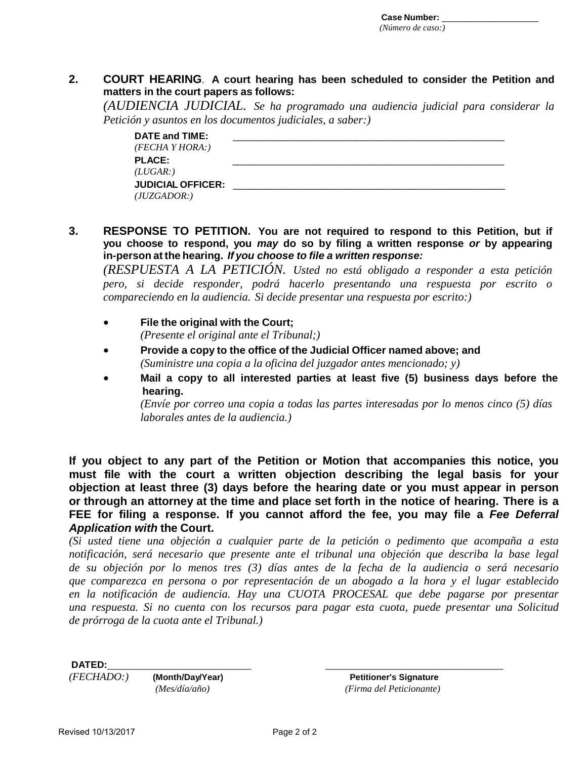**Case Number:** ____________________
*(Número de caso:)*

**2. COURT HEARING. A court hearing has been scheduled to consider the Petition and matters in the court papers as follows:**

*(AUDIENCIA JUDICIAL. Se ha programado una audiencia judicial para considerar la Petición y asuntos en los documentos judiciales, a saber:)*

**DATE and TIME:** ______________________________________________________
*(FECHA Y HORA:)*

**PLACE:** ______________________________________________________
*(LUGAR:)*

**JUDICIAL OFFICER:** ______________________________________________________
*(JUZGADOR:)*

**3. RESPONSE TO PETITION. You are not required to respond to this Petition, but if you choose to respond, you *may* do so by filing a written response *or* by appearing in-person at the hearing. *If you choose to file a written response:***

*(RESPUESTA A LA PETICIÓN. Usted no está obligado a responder a esta petición pero, si decide responder, podrá hacerlo presentando una respuesta por escrito o compareciendo en la audiencia. Si decide presentar una respuesta por escrito:)*

- **File the original with the Court;**
  *(Presente el original ante el Tribunal;)*
- **Provide a copy to the office of the Judicial Officer named above; and**
  *(Suministre una copia a la oficina del juzgador antes mencionado; y)*
- **Mail a copy to all interested parties at least five (5) business days before the hearing.**
  *(Envíe por correo una copia a todas las partes interesadas por lo menos cinco (5) días laborales antes de la audiencia.)*

**If you object to any part of the Petition or Motion that accompanies this notice, you must file with the court a written objection describing the legal basis for your objection at least three (3) days before the hearing date or you must appear in person or through an attorney at the time and place set forth in the notice of hearing. There is a FEE for filing a response. If you cannot afford the fee, you may file a *Fee Deferral Application with* the Court.**

*(Si usted tiene una objeción a cualquier parte de la petición o pedimento que acompaña a esta notificación, será necesario que presente ante el tribunal una objeción que describa la base legal de su objeción por lo menos tres (3) días antes de la fecha de la audiencia o será necesario que comparezca en persona o por representación de un abogado a la hora y el lugar establecido en la notificación de audiencia. Hay una CUOTA PROCESAL que debe pagarse por presentar una respuesta. Si no cuenta con los recursos para pagar esta cuota, puede presentar una Solicitud de prórroga de la cuota ante el Tribunal.)*

**DATED:** ___________________________ &nbsp;&nbsp;&nbsp;&nbsp;&nbsp;&nbsp;&nbsp;&nbsp; ___________________________________
*(FECHADO:)* **(Month/Day/Year)** &nbsp;&nbsp;&nbsp;&nbsp;&nbsp;&nbsp;&nbsp;&nbsp; **Petitioner's Signature**
*(Mes/día/año)* &nbsp;&nbsp;&nbsp;&nbsp;&nbsp;&nbsp;&nbsp;&nbsp; *(Firma del Peticionante)*

Revised 10/13/2017